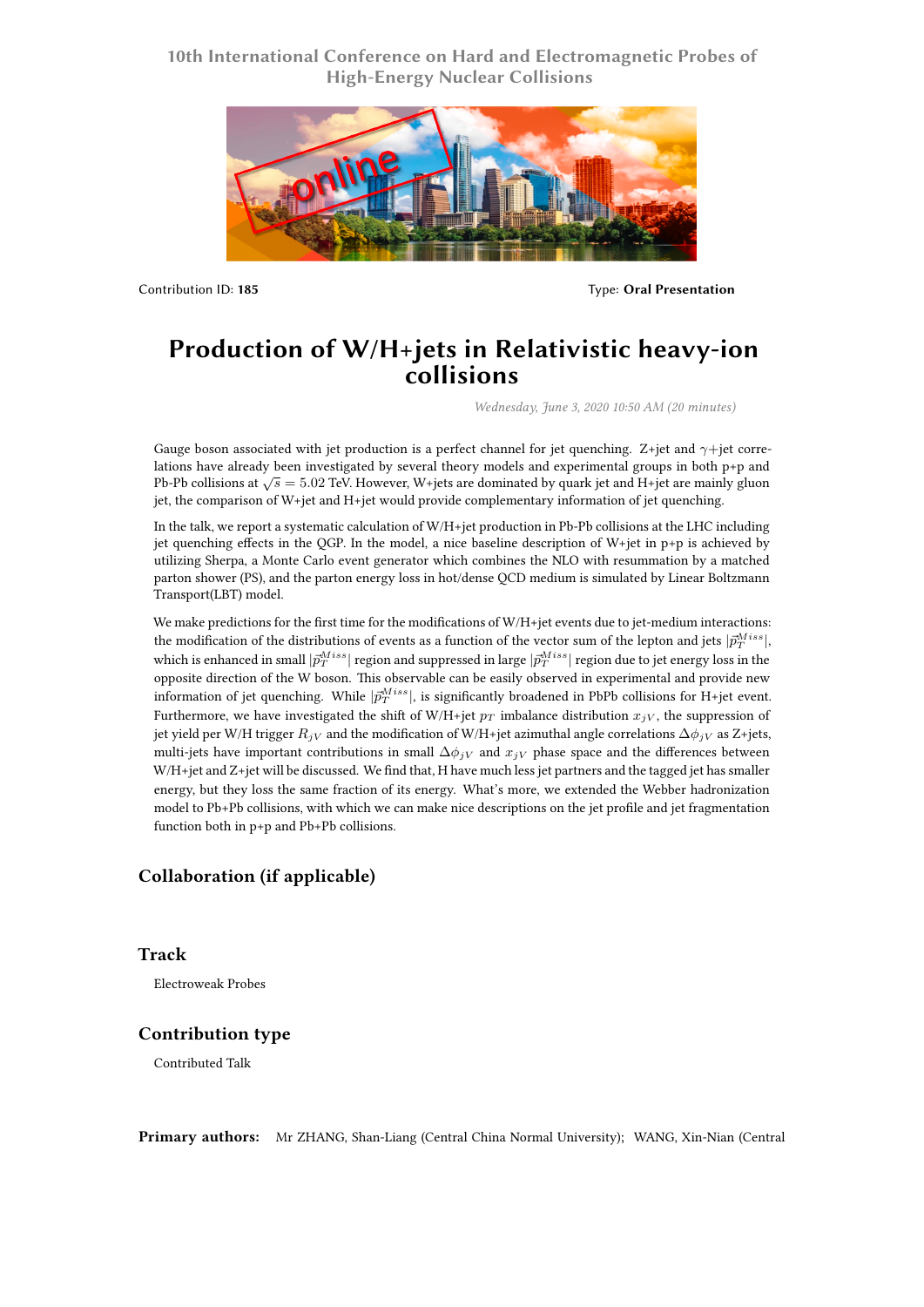10th International Conference on Hard and Electromagnetic Probes of High-Energy Nuclear Collisions

Contribution ID: **185**

Type: **Oral Presentation**

# Production of W/H+jets in Relativistic heavy-ion collisions

*Wednesday, June 3, 2020 10:50 AM (20 minutes)*

Gauge boson associated with jet production is a perfect channel for jet quenching. Z+jet and $\gamma$+jet correlations have already been investigated by several theory models and experimental groups in both p+p and Pb-Pb collisions at $\sqrt{s} = 5.02$ TeV. However, W+jets are dominated by quark jet and H+jet are mainly gluon jet, the comparison of W+jet and H+jet would provide complementary information of jet quenching.

In the talk, we report a systematic calculation of W/H+jet production in Pb-Pb collisions at the LHC including jet quenching effects in the QGP. In the model, a nice baseline description of W+jet in p+p is achieved by utilizing Sherpa, a Monte Carlo event generator which combines the NLO with resummation by a matched parton shower (PS), and the parton energy loss in hot/dense QCD medium is simulated by Linear Boltzmann Transport(LBT) model.

We make predictions for the first time for the modifications of W/H+jet events due to jet-medium interactions: the modification of the distributions of events as a function of the vector sum of the lepton and jets $|\vec{p}_T^{Miss}|$, which is enhanced in small $|\vec{p}_T^{Miss}|$ region and suppressed in large $|\vec{p}_T^{Miss}|$ region due to jet energy loss in the opposite direction of the W boson. This observable can be easily observed in experimental and provide new information of jet quenching. While $|\vec{p}_T^{Miss}|$, is significantly broadened in PbPb collisions for H+jet event. Furthermore, we have investigated the shift of W/H+jet $p_T$ imbalance distribution $x_{jV}$, the suppression of jet yield per W/H trigger $R_{jV}$ and the modification of W/H+jet azimuthal angle correlations $\Delta\phi_{jV}$ as Z+jets, multi-jets have important contributions in small $\Delta\phi_{jV}$ and $x_{jV}$ phase space and the differences between W/H+jet and Z+jet will be discussed. We find that, H have much less jet partners and the tagged jet has smaller energy, but they loss the same fraction of its energy. What's more, we extended the Webber hadronization model to Pb+Pb collisions, with which we can make nice descriptions on the jet profile and jet fragmentation function both in p+p and Pb+Pb collisions.

## Collaboration (if applicable)

## Track

Electroweak Probes

## Contribution type

Contributed Talk

**Primary authors:** Mr ZHANG, Shan-Liang (Central China Normal University); WANG, Xin-Nian (Central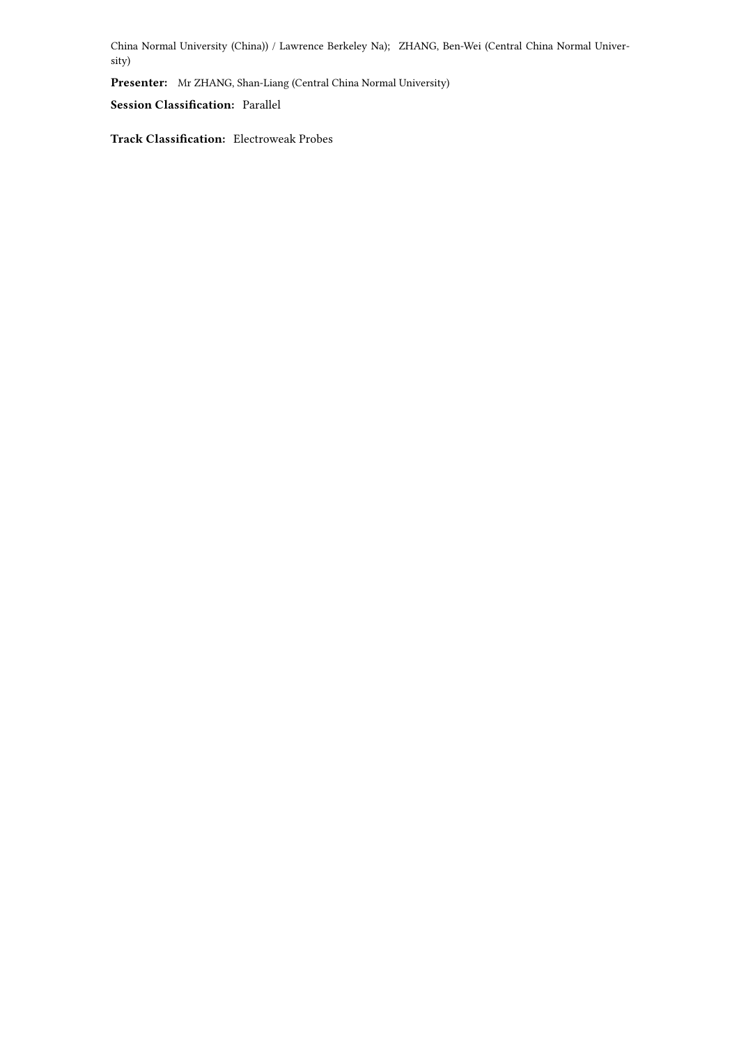China Normal University (China)) / Lawrence Berkeley Na); ZHANG, Ben-Wei (Central China Normal University)

**Presenter:** Mr ZHANG, Shan-Liang (Central China Normal University)

**Session Classification:** Parallel

**Track Classification:** Electroweak Probes